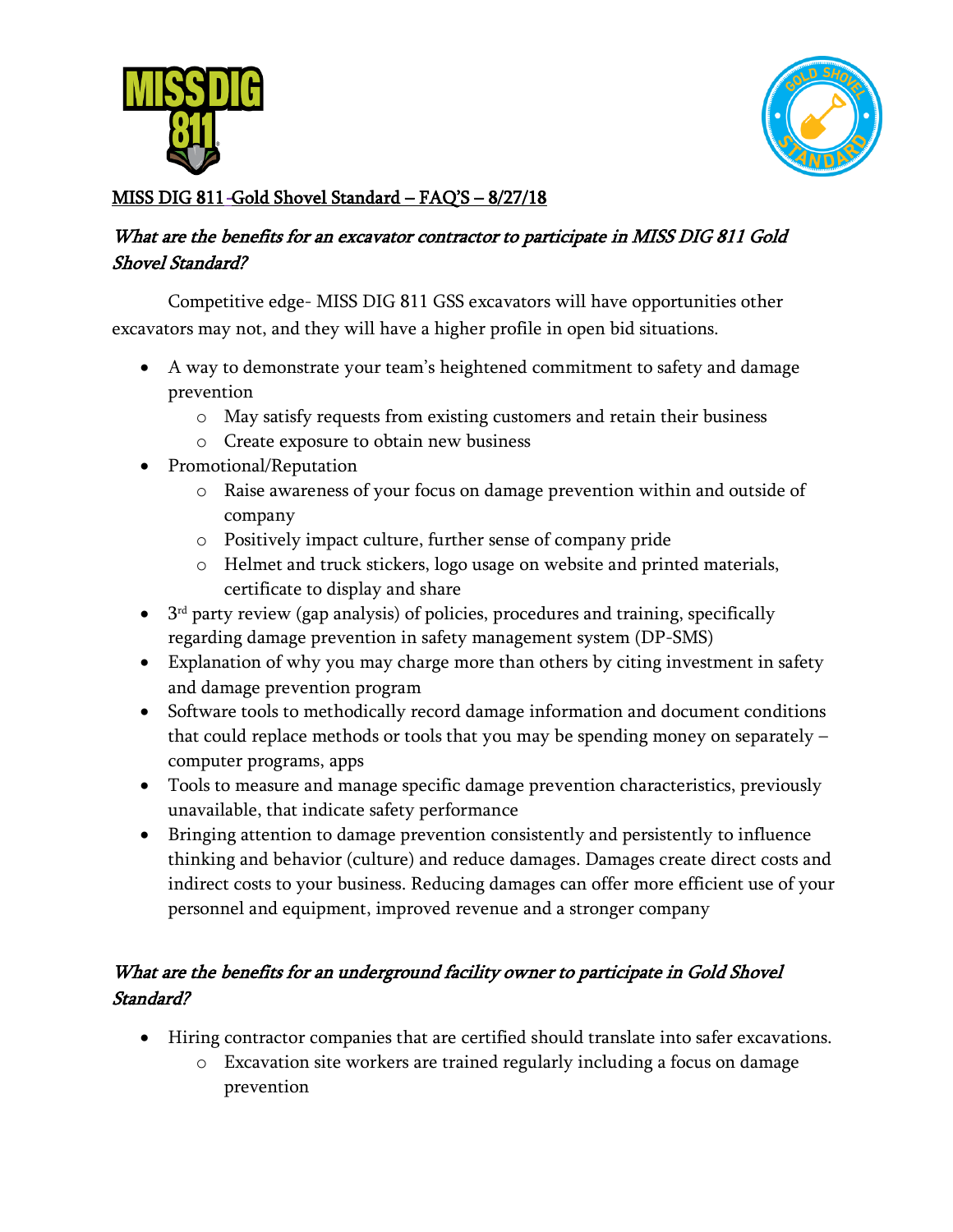# MISS DIG 811 Gold Shovel Standard – FAQ'S – 8/27/18

## *What are the benefits for an excavator contractor to participate in MISS DIG 811 Gold Shovel Standard?*

Competitive edge- MISS DIG 811 GSS excavators will have opportunities other excavators may not, and they will have a higher profile in open bid situations.

- A way to demonstrate your team's heightened commitment to safety and damage prevention
  - May satisfy requests from existing customers and retain their business
  - Create exposure to obtain new business
- Promotional/Reputation
  - Raise awareness of your focus on damage prevention within and outside of company
  - Positively impact culture, further sense of company pride
  - Helmet and truck stickers, logo usage on website and printed materials, certificate to display and share
- 3rd party review (gap analysis) of policies, procedures and training, specifically regarding damage prevention in safety management system (DP-SMS)
- Explanation of why you may charge more than others by citing investment in safety and damage prevention program
- Software tools to methodically record damage information and document conditions that could replace methods or tools that you may be spending money on separately – computer programs, apps
- Tools to measure and manage specific damage prevention characteristics, previously unavailable, that indicate safety performance
- Bringing attention to damage prevention consistently and persistently to influence thinking and behavior (culture) and reduce damages. Damages create direct costs and indirect costs to your business. Reducing damages can offer more efficient use of your personnel and equipment, improved revenue and a stronger company

## *What are the benefits for an underground facility owner to participate in Gold Shovel Standard?*

- Hiring contractor companies that are certified should translate into safer excavations.
  - Excavation site workers are trained regularly including a focus on damage prevention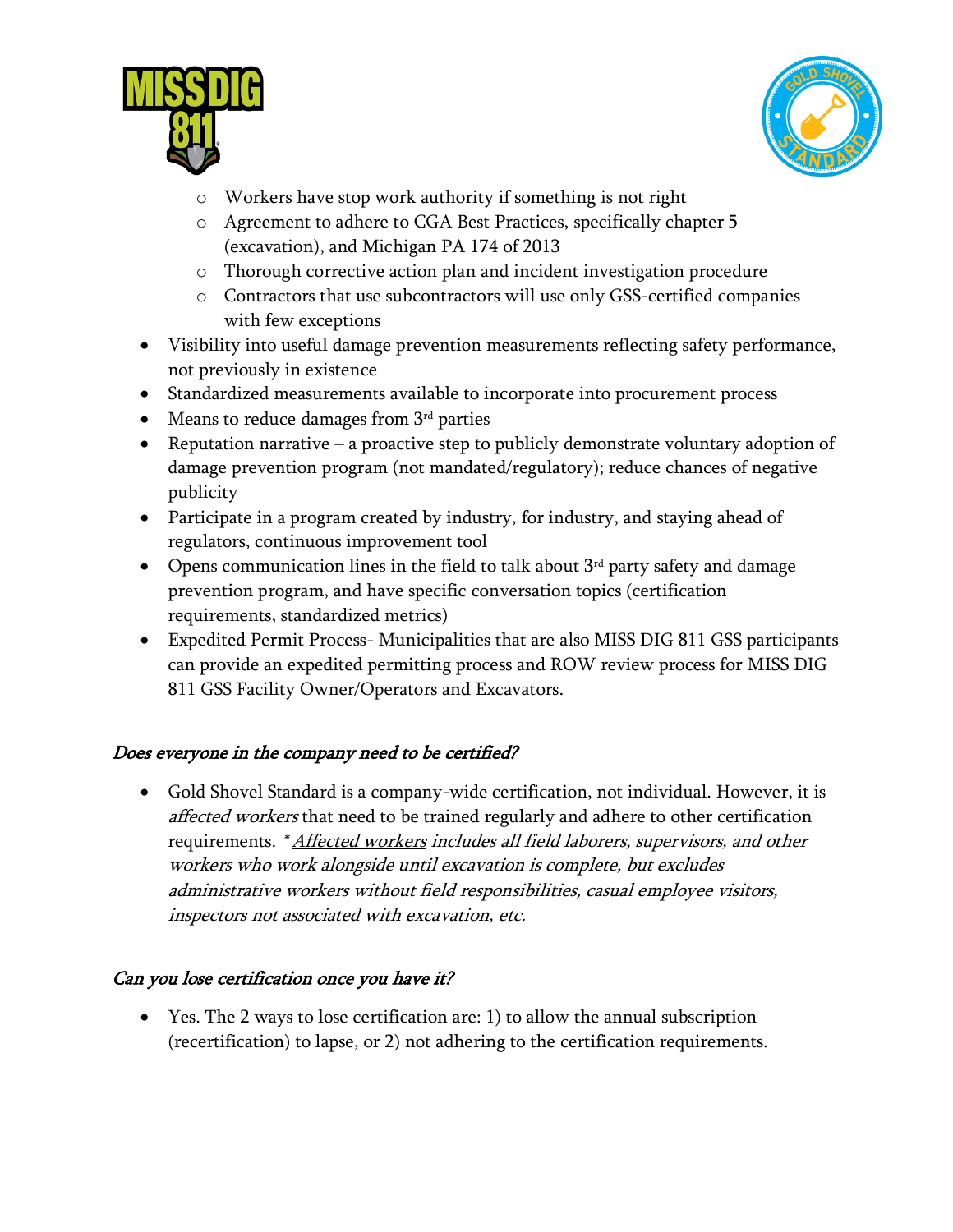- Workers have stop work authority if something is not right
  - Agreement to adhere to CGA Best Practices, specifically chapter 5 (excavation), and Michigan PA 174 of 2013
  - Thorough corrective action plan and incident investigation procedure
  - Contractors that use subcontractors will use only GSS-certified companies with few exceptions
- Visibility into useful damage prevention measurements reflecting safety performance, not previously in existence
- Standardized measurements available to incorporate into procurement process
- Means to reduce damages from 3rd parties
- Reputation narrative – a proactive step to publicly demonstrate voluntary adoption of damage prevention program (not mandated/regulatory); reduce chances of negative publicity
- Participate in a program created by industry, for industry, and staying ahead of regulators, continuous improvement tool
- Opens communication lines in the field to talk about 3rd party safety and damage prevention program, and have specific conversation topics (certification requirements, standardized metrics)
- Expedited Permit Process- Municipalities that are also MISS DIG 811 GSS participants can provide an expedited permitting process and ROW review process for MISS DIG 811 GSS Facility Owner/Operators and Excavators.

### *Does everyone in the company need to be certified?*

- Gold Shovel Standard is a company-wide certification, not individual. However, it is *affected workers* that need to be trained regularly and adhere to other certification requirements. *\*<u>Affected workers</u> includes all field laborers, supervisors, and other workers who work alongside until excavation is complete, but excludes administrative workers without field responsibilities, casual employee visitors, inspectors not associated with excavation, etc.*

### *Can you lose certification once you have it?*

- Yes. The 2 ways to lose certification are: 1) to allow the annual subscription (recertification) to lapse, or 2) not adhering to the certification requirements.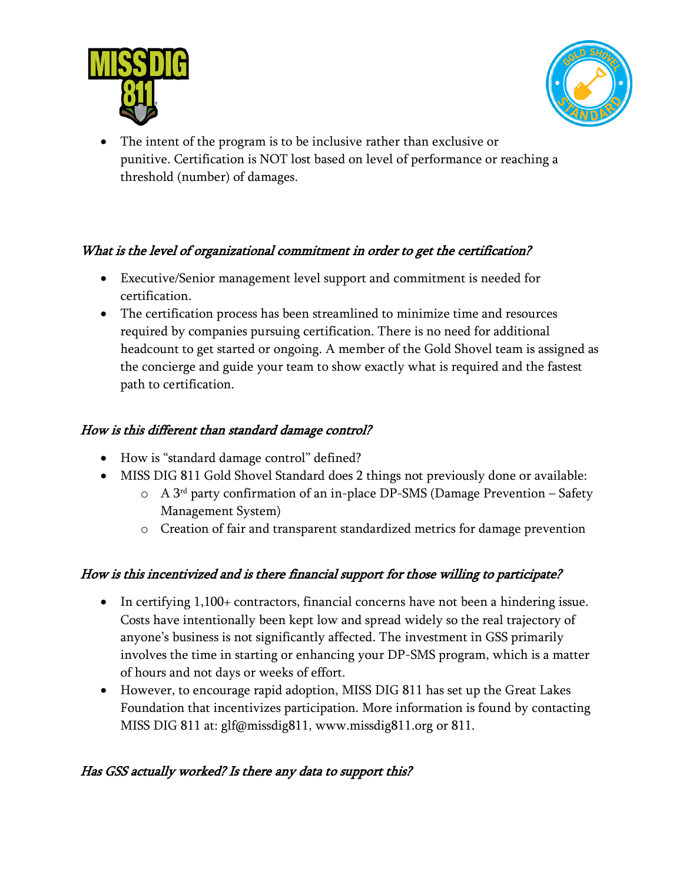- The intent of the program is to be inclusive rather than exclusive or punitive. Certification is NOT lost based on level of performance or reaching a threshold (number) of damages.

### *What is the level of organizational commitment in order to get the certification?*

- Executive/Senior management level support and commitment is needed for certification.
- The certification process has been streamlined to minimize time and resources required by companies pursuing certification. There is no need for additional headcount to get started or ongoing. A member of the Gold Shovel team is assigned as the concierge and guide your team to show exactly what is required and the fastest path to certification.

### *How is this different than standard damage control?*

- How is "standard damage control" defined?
- MISS DIG 811 Gold Shovel Standard does 2 things not previously done or available:
  - A 3rd party confirmation of an in-place DP-SMS (Damage Prevention – Safety Management System)
  - Creation of fair and transparent standardized metrics for damage prevention

### *How is this incentivized and is there financial support for those willing to participate?*

- In certifying 1,100+ contractors, financial concerns have not been a hindering issue. Costs have intentionally been kept low and spread widely so the real trajectory of anyone's business is not significantly affected. The investment in GSS primarily involves the time in starting or enhancing your DP-SMS program, which is a matter of hours and not days or weeks of effort.
- However, to encourage rapid adoption, MISS DIG 811 has set up the Great Lakes Foundation that incentivizes participation. More information is found by contacting MISS DIG 811 at: glf@missdig811, www.missdig811.org or 811.

### *Has GSS actually worked? Is there any data to support this?*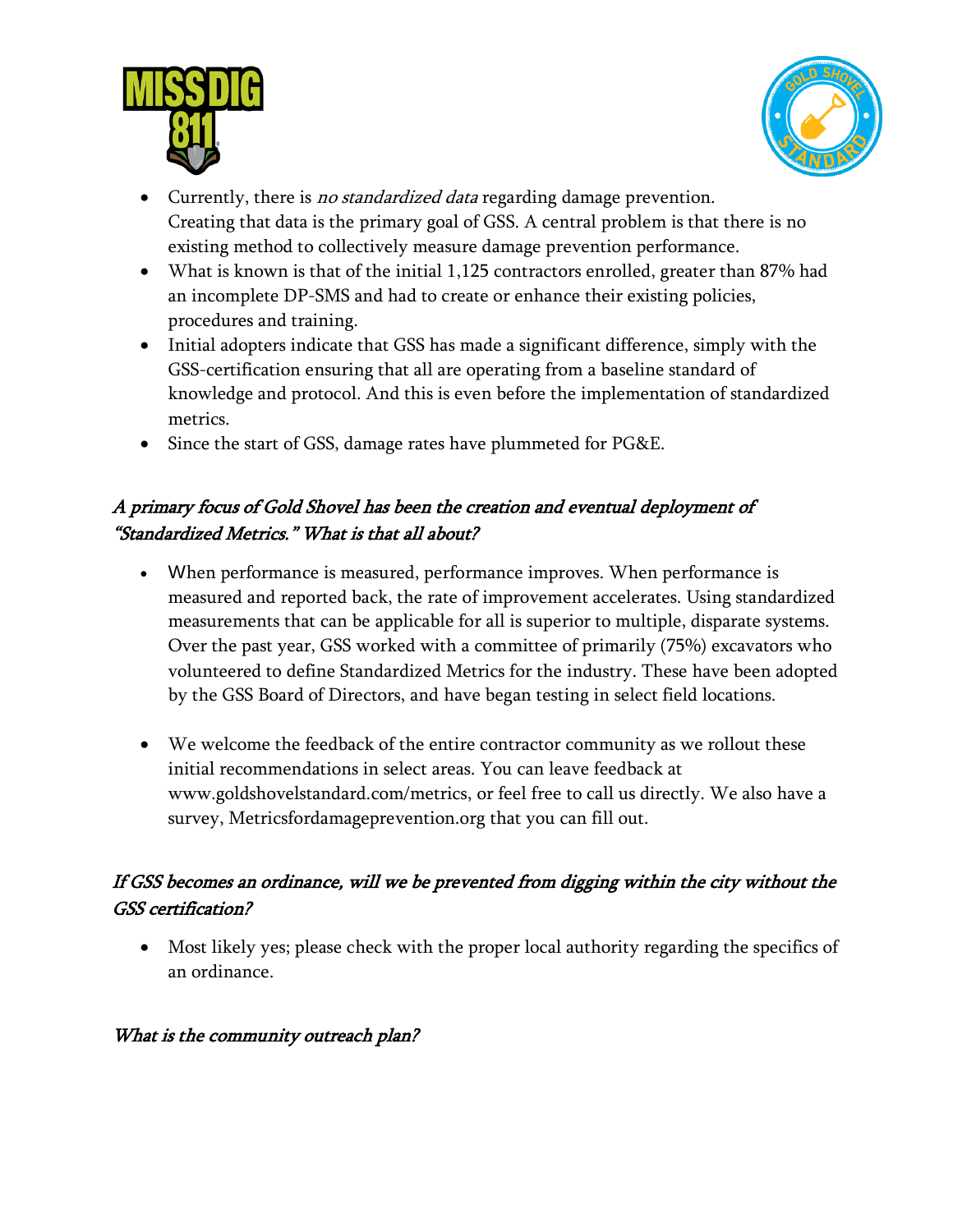- Currently, there is *no standardized data* regarding damage prevention. Creating that data is the primary goal of GSS. A central problem is that there is no existing method to collectively measure damage prevention performance.
- What is known is that of the initial 1,125 contractors enrolled, greater than 87% had an incomplete DP-SMS and had to create or enhance their existing policies, procedures and training.
- Initial adopters indicate that GSS has made a significant difference, simply with the GSS-certification ensuring that all are operating from a baseline standard of knowledge and protocol. And this is even before the implementation of standardized metrics.
- Since the start of GSS, damage rates have plummeted for PG&E.

*A primary focus of Gold Shovel has been the creation and eventual deployment of "Standardized Metrics." What is that all about?*

- When performance is measured, performance improves. When performance is measured and reported back, the rate of improvement accelerates. Using standardized measurements that can be applicable for all is superior to multiple, disparate systems. Over the past year, GSS worked with a committee of primarily (75%) excavators who volunteered to define Standardized Metrics for the industry. These have been adopted by the GSS Board of Directors, and have began testing in select field locations.

- We welcome the feedback of the entire contractor community as we rollout these initial recommendations in select areas. You can leave feedback at www.goldshovelstandard.com/metrics, or feel free to call us directly. We also have a survey, Metricsfordamageprevention.org that you can fill out.

*If GSS becomes an ordinance, will we be prevented from digging within the city without the GSS certification?*

- Most likely yes; please check with the proper local authority regarding the specifics of an ordinance.

*What is the community outreach plan?*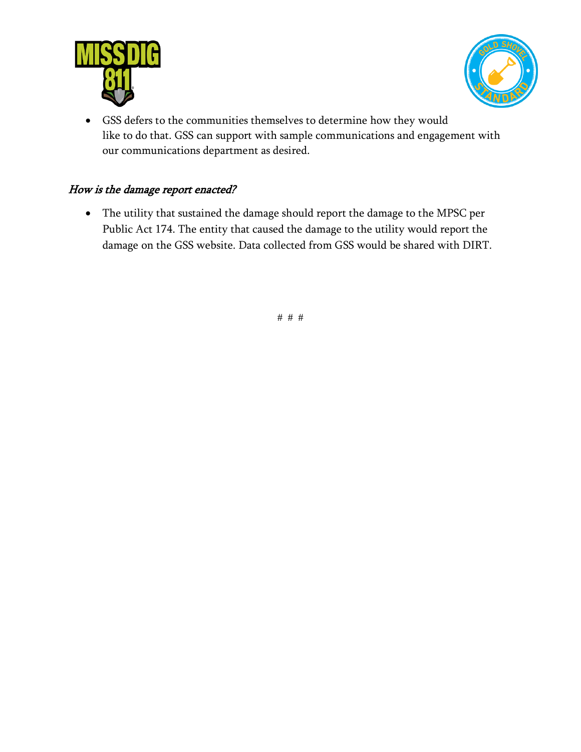- GSS defers to the communities themselves to determine how they would like to do that. GSS can support with sample communications and engagement with our communications department as desired.

*How is the damage report enacted?*

- The utility that sustained the damage should report the damage to the MPSC per Public Act 174. The entity that caused the damage to the utility would report the damage on the GSS website. Data collected from GSS would be shared with DIRT.

# # #